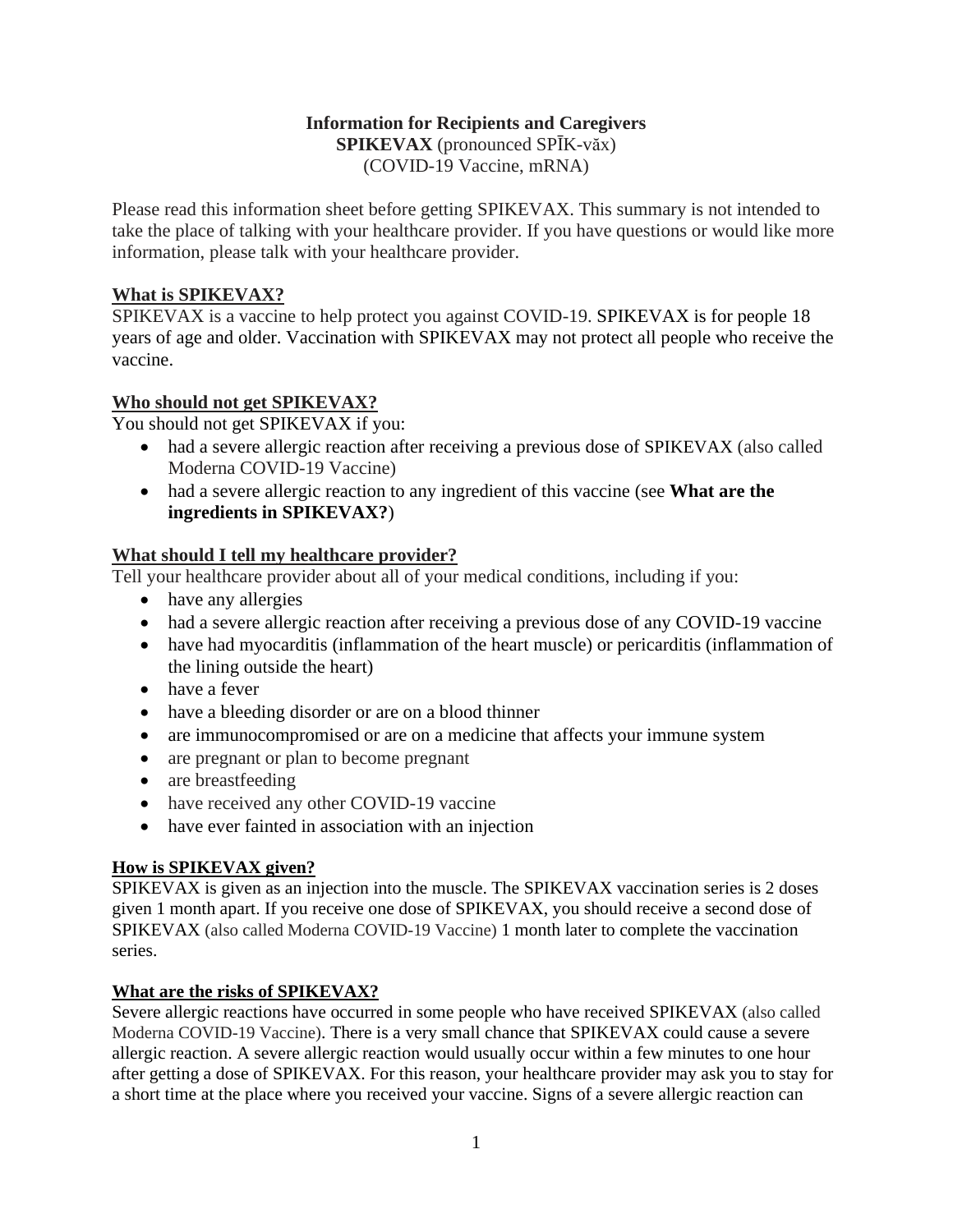**Information for Recipients and Caregivers**
**SPIKEVAX** (pronounced SPĪK-văx)
(COVID-19 Vaccine, mRNA)

Please read this information sheet before getting SPIKEVAX. This summary is not intended to take the place of talking with your healthcare provider. If you have questions or would like more information, please talk with your healthcare provider.

## What is SPIKEVAX?

SPIKEVAX is a vaccine to help protect you against COVID-19. SPIKEVAX is for people 18 years of age and older. Vaccination with SPIKEVAX may not protect all people who receive the vaccine.

## Who should not get SPIKEVAX?

You should not get SPIKEVAX if you:

- had a severe allergic reaction after receiving a previous dose of SPIKEVAX (also called Moderna COVID-19 Vaccine)
- had a severe allergic reaction to any ingredient of this vaccine (see **What are the ingredients in SPIKEVAX?**)

## What should I tell my healthcare provider?

Tell your healthcare provider about all of your medical conditions, including if you:

- have any allergies
- had a severe allergic reaction after receiving a previous dose of any COVID-19 vaccine
- have had myocarditis (inflammation of the heart muscle) or pericarditis (inflammation of the lining outside the heart)
- have a fever
- have a bleeding disorder or are on a blood thinner
- are immunocompromised or are on a medicine that affects your immune system
- are pregnant or plan to become pregnant
- are breastfeeding
- have received any other COVID-19 vaccine
- have ever fainted in association with an injection

## How is SPIKEVAX given?

SPIKEVAX is given as an injection into the muscle. The SPIKEVAX vaccination series is 2 doses given 1 month apart. If you receive one dose of SPIKEVAX, you should receive a second dose of SPIKEVAX (also called Moderna COVID-19 Vaccine) 1 month later to complete the vaccination series.

## What are the risks of SPIKEVAX?

Severe allergic reactions have occurred in some people who have received SPIKEVAX (also called Moderna COVID-19 Vaccine). There is a very small chance that SPIKEVAX could cause a severe allergic reaction. A severe allergic reaction would usually occur within a few minutes to one hour after getting a dose of SPIKEVAX. For this reason, your healthcare provider may ask you to stay for a short time at the place where you received your vaccine. Signs of a severe allergic reaction can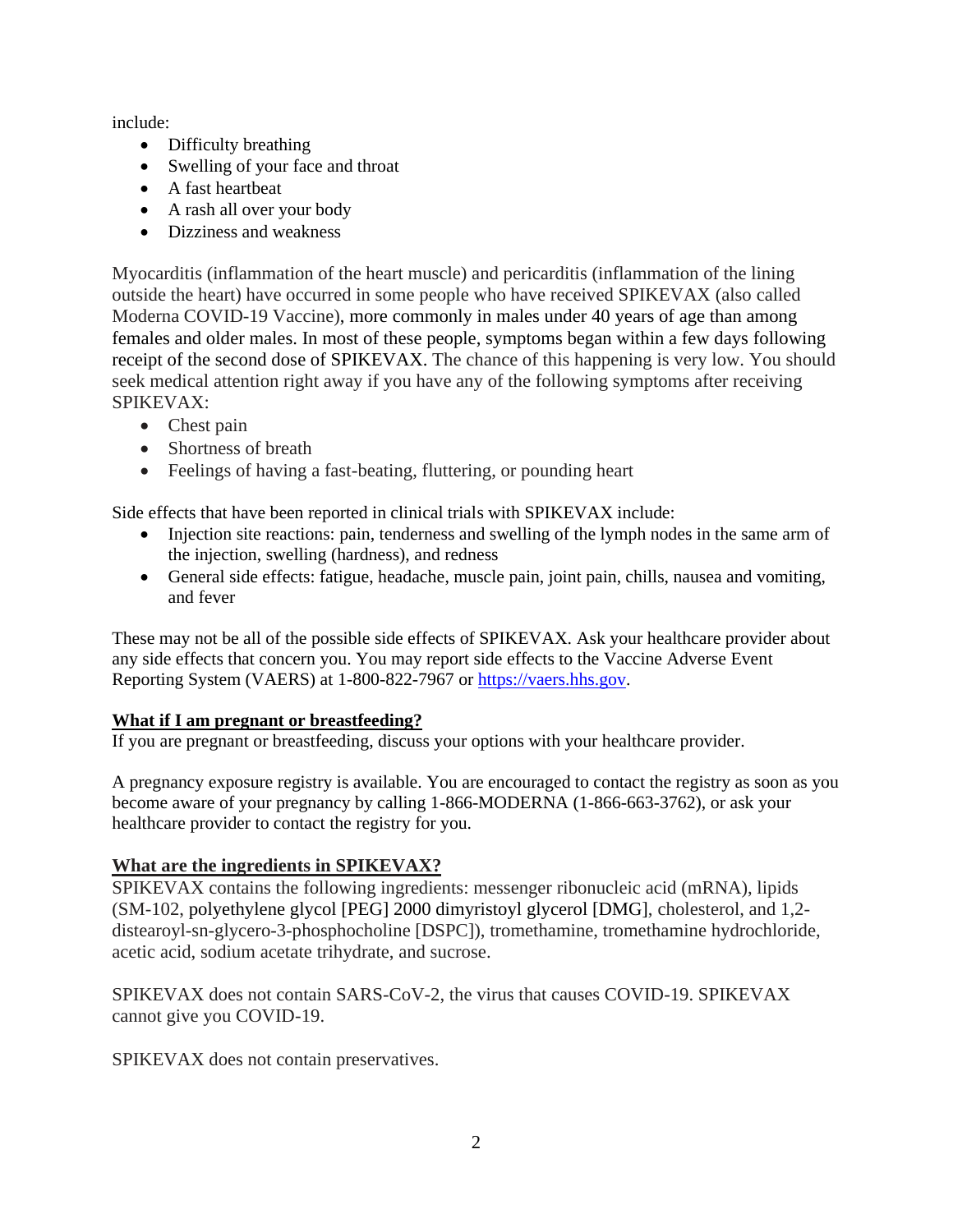include:

- Difficulty breathing
- Swelling of your face and throat
- A fast heartbeat
- A rash all over your body
- Dizziness and weakness

Myocarditis (inflammation of the heart muscle) and pericarditis (inflammation of the lining outside the heart) have occurred in some people who have received SPIKEVAX (also called Moderna COVID-19 Vaccine), more commonly in males under 40 years of age than among females and older males. In most of these people, symptoms began within a few days following receipt of the second dose of SPIKEVAX. The chance of this happening is very low. You should seek medical attention right away if you have any of the following symptoms after receiving SPIKEVAX:

- Chest pain
- Shortness of breath
- Feelings of having a fast-beating, fluttering, or pounding heart

Side effects that have been reported in clinical trials with SPIKEVAX include:

- Injection site reactions: pain, tenderness and swelling of the lymph nodes in the same arm of the injection, swelling (hardness), and redness
- General side effects: fatigue, headache, muscle pain, joint pain, chills, nausea and vomiting, and fever

These may not be all of the possible side effects of SPIKEVAX. Ask your healthcare provider about any side effects that concern you. You may report side effects to the Vaccine Adverse Event Reporting System (VAERS) at 1-800-822-7967 or https://vaers.hhs.gov.

## What if I am pregnant or breastfeeding?

If you are pregnant or breastfeeding, discuss your options with your healthcare provider.

A pregnancy exposure registry is available. You are encouraged to contact the registry as soon as you become aware of your pregnancy by calling 1-866-MODERNA (1-866-663-3762), or ask your healthcare provider to contact the registry for you.

## What are the ingredients in SPIKEVAX?

SPIKEVAX contains the following ingredients: messenger ribonucleic acid (mRNA), lipids (SM-102, polyethylene glycol [PEG] 2000 dimyristoyl glycerol [DMG], cholesterol, and 1,2-distearoyl-sn-glycero-3-phosphocholine [DSPC]), tromethamine, tromethamine hydrochloride, acetic acid, sodium acetate trihydrate, and sucrose.

SPIKEVAX does not contain SARS-CoV-2, the virus that causes COVID-19. SPIKEVAX cannot give you COVID-19.

SPIKEVAX does not contain preservatives.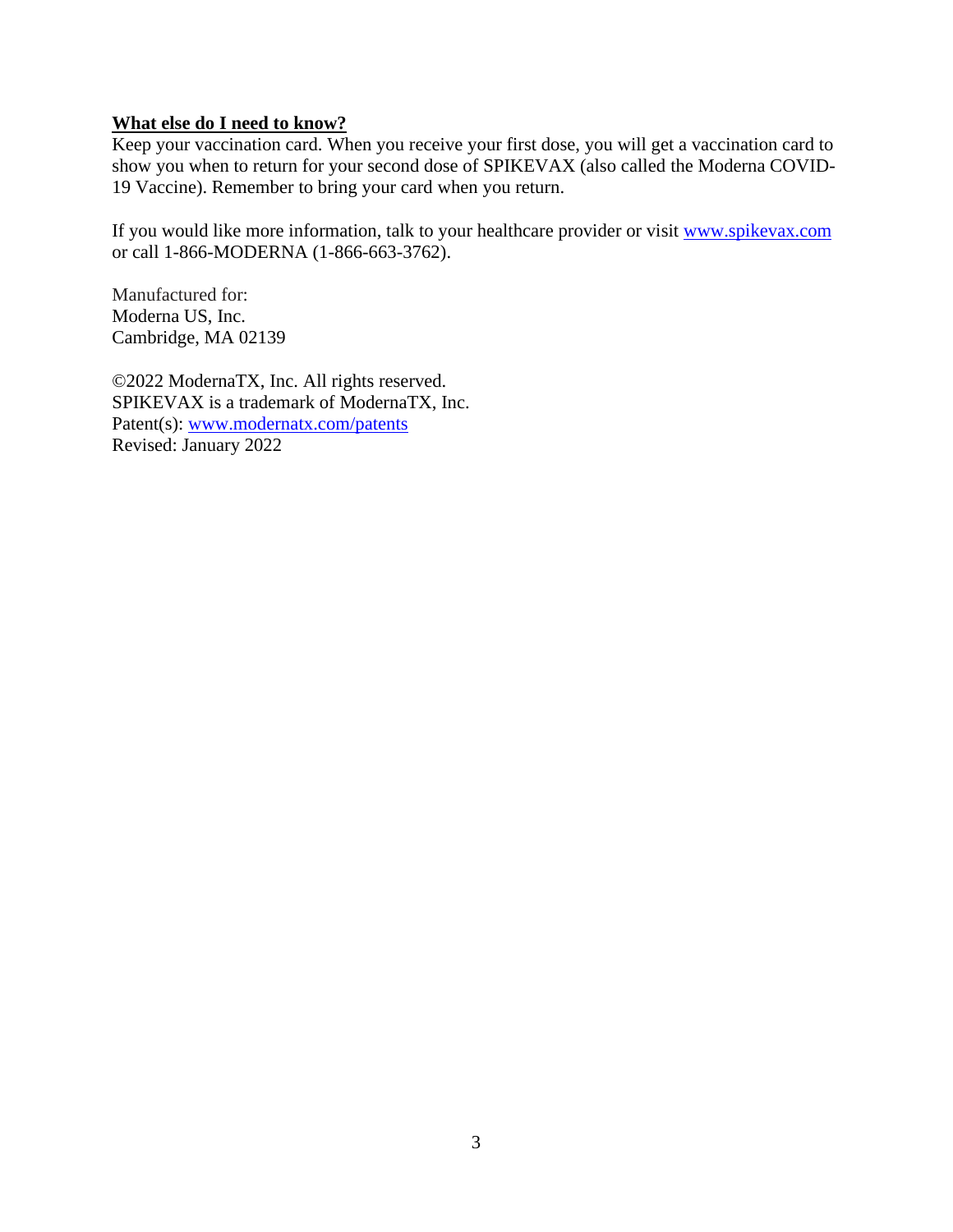**What else do I need to know?**

Keep your vaccination card. When you receive your first dose, you will get a vaccination card to show you when to return for your second dose of SPIKEVAX (also called the Moderna COVID-19 Vaccine). Remember to bring your card when you return.

If you would like more information, talk to your healthcare provider or visit [www.spikevax.com](www.spikevax.com) or call 1-866-MODERNA (1-866-663-3762).

Manufactured for:
Moderna US, Inc.
Cambridge, MA 02139

©2022 ModernaTX, Inc. All rights reserved.
SPIKEVAX is a trademark of ModernaTX, Inc.
Patent(s): [www.modernatx.com/patents](www.modernatx.com/patents)
Revised: January 2022